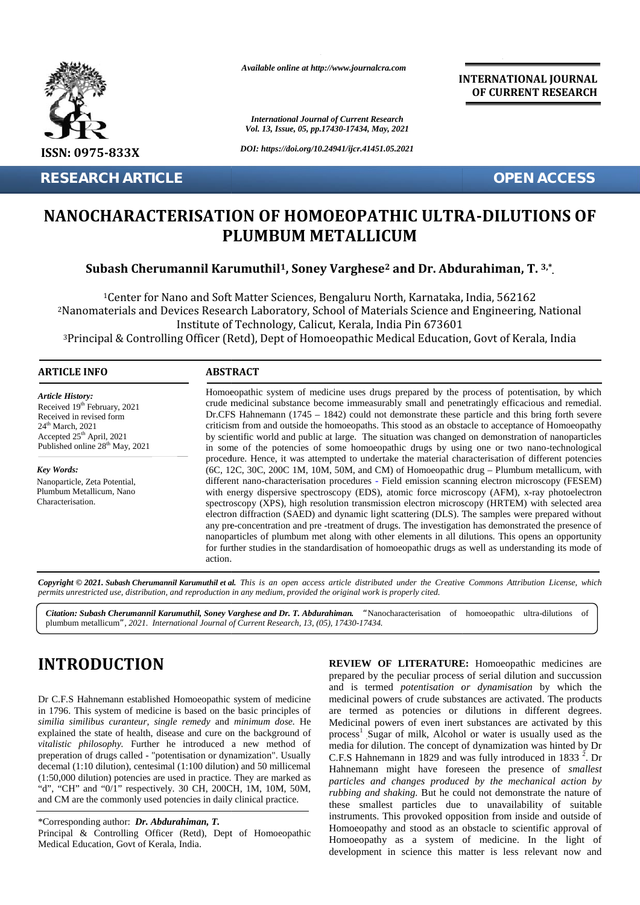ISSN: 0975-833X

Available online at http://www.journalcra.com

International Journal of Current Research
Vol. 13, Issue, 05, pp.17430-17434, May, 2021

DOI: https://doi.org/10.24941/ijcr.41451.05.2021

INTERNATIONAL JOURNAL OF CURRENT RESEARCH

RESEARCH ARTICLE

OPEN ACCESS

# NANOCHARACTERISATION OF HOMOEOPATHIC ULTRA-DILUTIONS OF PLUMBUM METALLICUM

**Subash Cherumannil Karumuthil[1], Soney Varghese[2] and Dr. Abdurahiman, T. [3,*]**

[1]Center for Nano and Soft Matter Sciences, Bengaluru North, Karnataka, India, 562162
[2]Nanomaterials and Devices Research Laboratory, School of Materials Science and Engineering, National Institute of Technology, Calicut, Kerala, India Pin 673601
[3]Principal & Controlling Officer (Retd), Dept of Homoeopathic Medical Education, Govt of Kerala, India

## ARTICLE INFO

*Article History:*
Received 19th February, 2021
Received in revised form
24th March, 2021
Accepted 25th April, 2021
Published online 28th May, 2021

*Key Words:*
Nanoparticle, Zeta Potential, Plumbum Metallicum, Nano Characterisation.

## ABSTRACT

Homoeopathic system of medicine uses drugs prepared by the process of potentisation, by which crude medicinal substance become immeasurably small and penetratingly efficacious and remedial. Dr.CFS Hahnemann (1745 – 1842) could not demonstrate these particle and this bring forth severe criticism from and outside the homoeopaths. This stood as an obstacle to acceptance of Homoeopathy by scientific world and public at large. The situation was changed on demonstration of nanoparticles in some of the potencies of some homoeopathic drugs by using one or two nano-technological procedure. Hence, it was attempted to undertake the material characterisation of different potencies (6C, 12C, 30C, 200C 1M, 10M, 50M, and CM) of Homoeopathic drug – Plumbum metallicum, with different nano-characterisation procedures - Field emission scanning electron microscopy (FESEM) with energy dispersive spectroscopy (EDS), atomic force microscopy (AFM), x-ray photoelectron spectroscopy (XPS), high resolution transmission electron microscopy (HRTEM) with selected area electron diffraction (SAED) and dynamic light scattering (DLS). The samples were prepared without any pre-concentration and pre -treatment of drugs. The investigation has demonstrated the presence of nanoparticles of plumbum met along with other elements in all dilutions. This opens an opportunity for further studies in the standardisation of homoeopathic drugs as well as understanding its mode of action.

***Copyright © 2021. Subash Cherumannil Karumuthil et al.** This is an open access article distributed under the Creative Commons Attribution License, which permits unrestricted use, distribution, and reproduction in any medium, provided the original work is properly cited.*

***Citation: Subash Cherumannil Karumuthil, Soney Varghese and Dr. T. Abdurahiman.*** "Nanocharacterisation of homoeopathic ultra-dilutions of plumbum metallicum", *2021. International Journal of Current Research, 13, (05), 17430-17434.*

# INTRODUCTION

Dr C.F.S Hahnemann established Homoeopathic system of medicine in 1796. This system of medicine is based on the basic principles of *similia similibus curanteur, single remedy* and *minimum dose.* He explained the state of health, disease and cure on the background of *vitalistic philosophy.* Further he introduced a new method of preperation of drugs called - "potentisation or dynamization". Usually decemal (1:10 dilution), centesimal (1:100 dilution) and 50 millicemal (1:50,000 dilution) potencies are used in practice. They are marked as "d", "CH" and "0/1" respectively. 30 CH, 200CH, 1M, 10M, 50M, and CM are the commonly used potencies in daily clinical practice.

**REVIEW OF LITERATURE:** Homoeopathic medicines are prepared by the peculiar process of serial dilution and succussion and is termed *potentisation or dynamisation* by which the medicinal powers of crude substances are activated. The products are termed as potencies or dilutions in different degrees. Medicinal powers of even inert substances are activated by this process[1] Sugar of milk, Alcohol or water is usually used as the media for dilution. The concept of dynamization was hinted by Dr C.F.S Hahnemann in 1829 and was fully introduced in 1833 [2]. Dr Hahnemann might have foreseen the presence of *smallest particles and changes produced by the mechanical action by rubbing and shaking.* But he could not demonstrate the nature of these smallest particles due to unavailability of suitable instruments. This provoked opposition from inside and outside of Homoeopathy and stood as an obstacle to scientific approval of Homoeopathy as a system of medicine. In the light of development in science this matter is less relevant now and

*Corresponding author: *Dr. Abdurahiman, T.*
Principal & Controlling Officer (Retd), Dept of Homoeopathic Medical Education, Govt of Kerala, India.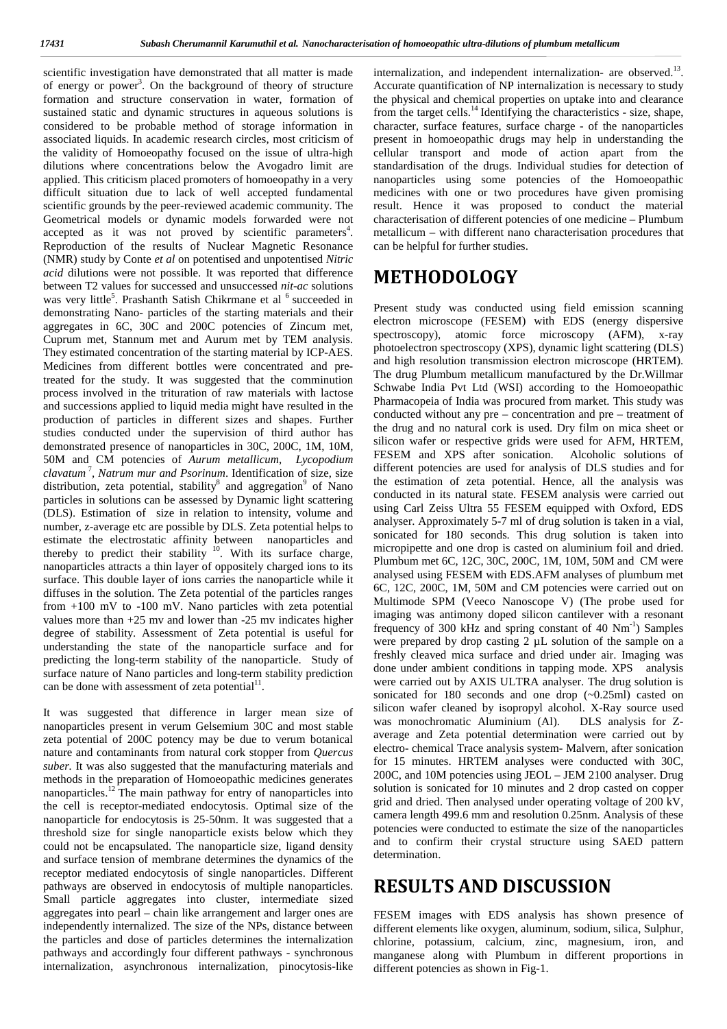scientific investigation have demonstrated that all matter is made of energy or power[3]. On the background of theory of structure formation and structure conservation in water, formation of sustained static and dynamic structures in aqueous solutions is considered to be probable method of storage information in associated liquids. In academic research circles, most criticism of the validity of Homoeopathy focused on the issue of ultra-high dilutions where concentrations below the Avogadro limit are applied. This criticism placed promoters of homoeopathy in a very difficult situation due to lack of well accepted fundamental scientific grounds by the peer-reviewed academic community. The Geometrical models or dynamic models forwarded were not accepted as it was not proved by scientific parameters[4]. Reproduction of the results of Nuclear Magnetic Resonance (NMR) study by Conte *et al* on potentised and unpotentised *Nitric acid* dilutions were not possible. It was reported that difference between T2 values for successed and unsuccessed *nit-ac* solutions was very little[5]. Prashanth Satish Chikrmane et al [6] succeeded in demonstrating Nano- particles of the starting materials and their aggregates in 6C, 30C and 200C potencies of Zincum met, Cuprum met, Stannum met and Aurum met by TEM analysis. They estimated concentration of the starting material by ICP-AES. Medicines from different bottles were concentrated and pre-treated for the study. It was suggested that the comminution process involved in the trituration of raw materials with lactose and successions applied to liquid media might have resulted in the production of particles in different sizes and shapes. Further studies conducted under the supervision of third author has demonstrated presence of nanoparticles in 30C, 200C, 1M, 10M, 50M and CM potencies of *Aurum metallicum*, *Lycopodium clavatum*[7], *Natrum mur and Psorinum*. Identification of size, size distribution, zeta potential, stability[8] and aggregation[9] of Nano particles in solutions can be assessed by Dynamic light scattering (DLS). Estimation of size in relation to intensity, volume and number, z-average etc are possible by DLS. Zeta potential helps to estimate the electrostatic affinity between nanoparticles and thereby to predict their stability [10]. With its surface charge, nanoparticles attracts a thin layer of oppositely charged ions to its surface. This double layer of ions carries the nanoparticle while it diffuses in the solution. The Zeta potential of the particles ranges from +100 mV to -100 mV. Nano particles with zeta potential values more than +25 mv and lower than -25 mv indicates higher degree of stability. Assessment of Zeta potential is useful for understanding the state of the nanoparticle surface and for predicting the long-term stability of the nanoparticle. Study of surface nature of Nano particles and long-term stability prediction can be done with assessment of zeta potential[11].

It was suggested that difference in larger mean size of nanoparticles present in verum Gelsemium 30C and most stable zeta potential of 200C potency may be due to verum botanical nature and contaminants from natural cork stopper from *Quercus suber*. It was also suggested that the manufacturing materials and methods in the preparation of Homoeopathic medicines generates nanoparticles.[12] The main pathway for entry of nanoparticles into the cell is receptor-mediated endocytosis. Optimal size of the nanoparticle for endocytosis is 25-50nm. It was suggested that a threshold size for single nanoparticle exists below which they could not be encapsulated. The nanoparticle size, ligand density and surface tension of membrane determines the dynamics of the receptor mediated endocytosis of single nanoparticles. Different pathways are observed in endocytosis of multiple nanoparticles. Small particle aggregates into cluster, intermediate sized aggregates into pearl – chain like arrangement and larger ones are independently internalized. The size of the NPs, distance between the particles and dose of particles determines the internalization pathways and accordingly four different pathways - synchronous internalization, asynchronous internalization, pinocytosis-like internalization, and independent internalization- are observed.[13]. Accurate quantification of NP internalization is necessary to study the physical and chemical properties on uptake into and clearance from the target cells.[14] Identifying the characteristics - size, shape, character, surface features, surface charge - of the nanoparticles present in homoeopathic drugs may help in understanding the cellular transport and mode of action apart from the standardisation of the drugs. Individual studies for detection of nanoparticles using some potencies of the Homoeopathic medicines with one or two procedures have given promising result. Hence it was proposed to conduct the material characterisation of different potencies of one medicine – Plumbum metallicum – with different nano characterisation procedures that can be helpful for further studies.

# METHODOLOGY

Present study was conducted using field emission scanning electron microscope (FESEM) with EDS (energy dispersive spectroscopy), atomic force microscopy (AFM), x-ray photoelectron spectroscopy (XPS), dynamic light scattering (DLS) and high resolution transmission electron microscope (HRTEM). The drug Plumbum metallicum manufactured by the Dr.Willmar Schwabe India Pvt Ltd (WSI) according to the Homoeopathic Pharmacopeia of India was procured from market. This study was conducted without any pre – concentration and pre – treatment of the drug and no natural cork is used. Dry film on mica sheet or silicon wafer or respective grids were used for AFM, HRTEM, FESEM and XPS after sonication. Alcoholic solutions of different potencies are used for analysis of DLS studies and for the estimation of zeta potential. Hence, all the analysis was conducted in its natural state. FESEM analysis were carried out using Carl Zeiss Ultra 55 FESEM equipped with Oxford, EDS analyser. Approximately 5-7 ml of drug solution is taken in a vial, sonicated for 180 seconds. This drug solution is taken into micropipette and one drop is casted on aluminium foil and dried. Plumbum met 6C, 12C, 30C, 200C, 1M, 10M, 50M and CM were analysed using FESEM with EDS.AFM analyses of plumbum met 6C, 12C, 200C, 1M, 50M and CM potencies were carried out on Multimode SPM (Veeco Nanoscope V) (The probe used for imaging was antimony doped silicon cantilever with a resonant frequency of 300 kHz and spring constant of 40 $Nm^{-1}$) Samples were prepared by drop casting 2 µL solution of the sample on a freshly cleaved mica surface and dried under air. Imaging was done under ambient conditions in tapping mode. XPS analysis were carried out by AXIS ULTRA analyser. The drug solution is sonicated for 180 seconds and one drop (~0.25ml) casted on silicon wafer cleaned by isopropyl alcohol. X-Ray source used was monochromatic Aluminium (Al). DLS analysis for Z-average and Zeta potential determination were carried out by electro- chemical Trace analysis system- Malvern, after sonication for 15 minutes. HRTEM analyses were conducted with 30C, 200C, and 10M potencies using JEOL – JEM 2100 analyser. Drug solution is sonicated for 10 minutes and 2 drop casted on copper grid and dried. Then analysed under operating voltage of 200 kV, camera length 499.6 mm and resolution 0.25nm. Analysis of these potencies were conducted to estimate the size of the nanoparticles and to confirm their crystal structure using SAED pattern determination.

# RESULTS AND DISCUSSION

FESEM images with EDS analysis has shown presence of different elements like oxygen, aluminum, sodium, silica, Sulphur, chlorine, potassium, calcium, zinc, magnesium, iron, and manganese along with Plumbum in different proportions in different potencies as shown in Fig-1.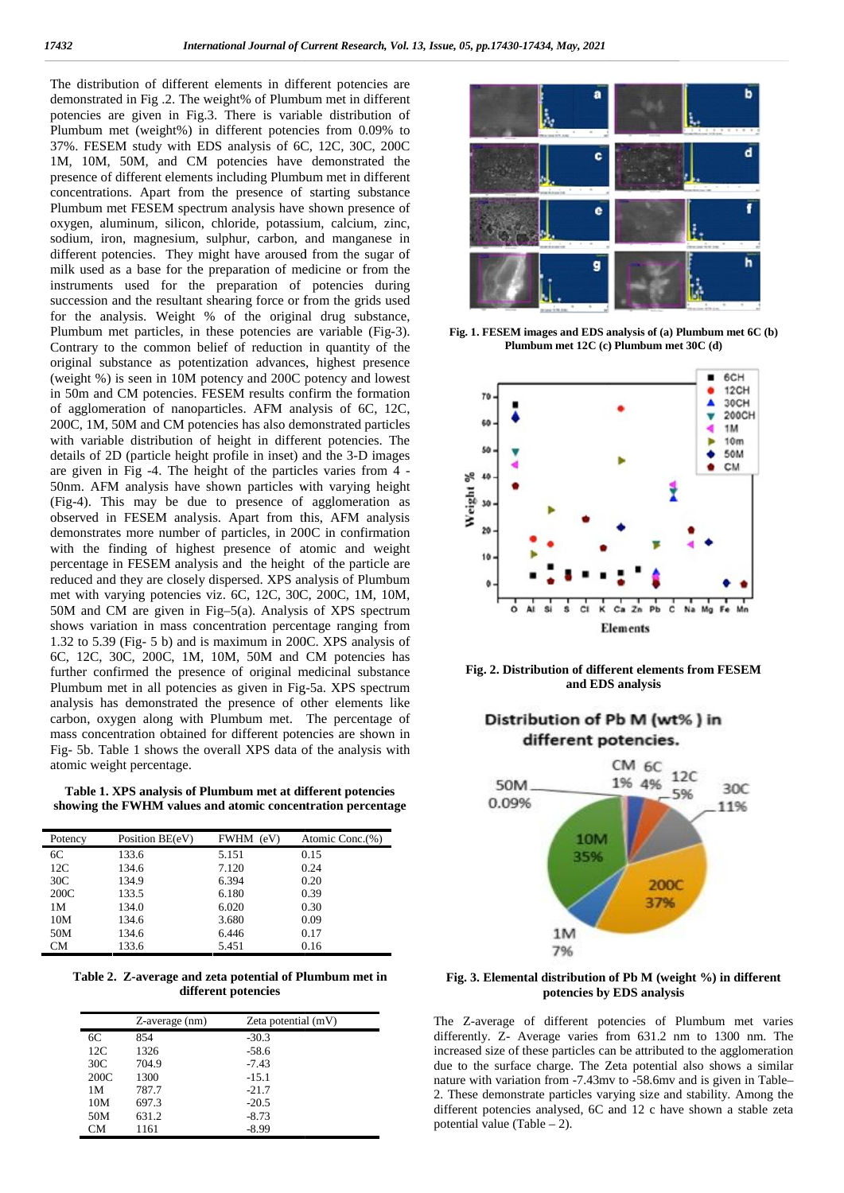The distribution of different elements in different potencies are demonstrated in Fig .2. The weight% of Plumbum met in different potencies are given in Fig.3. There is variable distribution of Plumbum met (weight%) in different potencies from 0.09% to 37%. FESEM study with EDS analysis of 6C, 12C, 30C, 200C 1M, 10M, 50M, and CM potencies have demonstrated the presence of different elements including Plumbum met in different concentrations. Apart from the presence of starting substance Plumbum met FESEM spectrum analysis have shown presence of oxygen, aluminum, silicon, chloride, potassium, calcium, zinc, sodium, iron, magnesium, sulphur, carbon, and manganese in different potencies. They might have aroused from the sugar of milk used as a base for the preparation of medicine or from the instruments used for the preparation of potencies during succession and the resultant shearing force or from the grids used for the analysis. Weight % of the original drug substance, Plumbum met particles, in these potencies are variable (Fig-3). Contrary to the common belief of reduction in quantity of the original substance as potentization advances, highest presence (weight %) is seen in 10M potency and 200C potency and lowest in 50m and CM potencies. FESEM results confirm the formation of agglomeration of nanoparticles. AFM analysis of 6C, 12C, 200C, 1M, 50M and CM potencies has also demonstrated particles with variable distribution of height in different potencies. The details of 2D (particle height profile in inset) and the 3-D images are given in Fig -4. The height of the particles varies from 4 - 50nm. AFM analysis have shown particles with varying height (Fig-4). This may be due to presence of agglomeration as observed in FESEM analysis. Apart from this, AFM analysis demonstrates more number of particles, in 200C in confirmation with the finding of highest presence of atomic and weight percentage in FESEM analysis and the height of the particle are reduced and they are closely dispersed. XPS analysis of Plumbum met with varying potencies viz. 6C, 12C, 30C, 200C, 1M, 10M, 50M and CM are given in Fig–5(a). Analysis of XPS spectrum shows variation in mass concentration percentage ranging from 1.32 to 5.39 (Fig- 5 b) and is maximum in 200C. XPS analysis of 6C, 12C, 30C, 200C, 1M, 10M, 50M and CM potencies has further confirmed the presence of original medicinal substance Plumbum met in all potencies as given in Fig-5a. XPS spectrum analysis has demonstrated the presence of other elements like carbon, oxygen along with Plumbum met. The percentage of mass concentration obtained for different potencies are shown in Fig- 5b. Table 1 shows the overall XPS data of the analysis with atomic weight percentage.

**Table 1. XPS analysis of Plumbum met at different potencies showing the FWHM values and atomic concentration percentage**

| Potency | Position BE(eV) | FWHM (eV) | Atomic Conc.(%) |
|---|---|---|---|
| 6C | 133.6 | 5.151 | 0.15 |
| 12C | 134.6 | 7.120 | 0.24 |
| 30C | 134.9 | 6.394 | 0.20 |
| 200C | 133.5 | 6.180 | 0.39 |
| 1M | 134.0 | 6.020 | 0.30 |
| 10M | 134.6 | 3.680 | 0.09 |
| 50M | 134.6 | 6.446 | 0.17 |
| CM | 133.6 | 5.451 | 0.16 |

**Table 2. Z-average and zeta potential of Plumbum met in different potencies**

| | Z-average (nm) | Zeta potential (mV) |
|---|---|---|
| 6C | 854 | -30.3 |
| 12C | 1326 | -58.6 |
| 30C | 704.9 | -7.43 |
| 200C | 1300 | -15.1 |
| 1M | 787.7 | -21.7 |
| 10M | 697.3 | -20.5 |
| 50M | 631.2 | -8.73 |
| CM | 1161 | -8.99 |

**Fig. 1. FESEM images and EDS analysis of (a) Plumbum met 6C (b) Plumbum met 12C (c) Plumbum met 30C (d)**

**Fig. 2. Distribution of different elements from FESEM and EDS analysis**

**Fig. 3. Elemental distribution of Pb M (weight %) in different potencies by EDS analysis**

The Z-average of different potencies of Plumbum met varies differently. Z- Average varies from 631.2 nm to 1300 nm. The increased size of these particles can be attributed to the agglomeration due to the surface charge. The Zeta potential also shows a similar nature with variation from -7.43mv to -58.6mv and is given in Table–2. These demonstrate particles varying size and stability. Among the different potencies analysed, 6C and 12 c have shown a stable zeta potential value (Table – 2).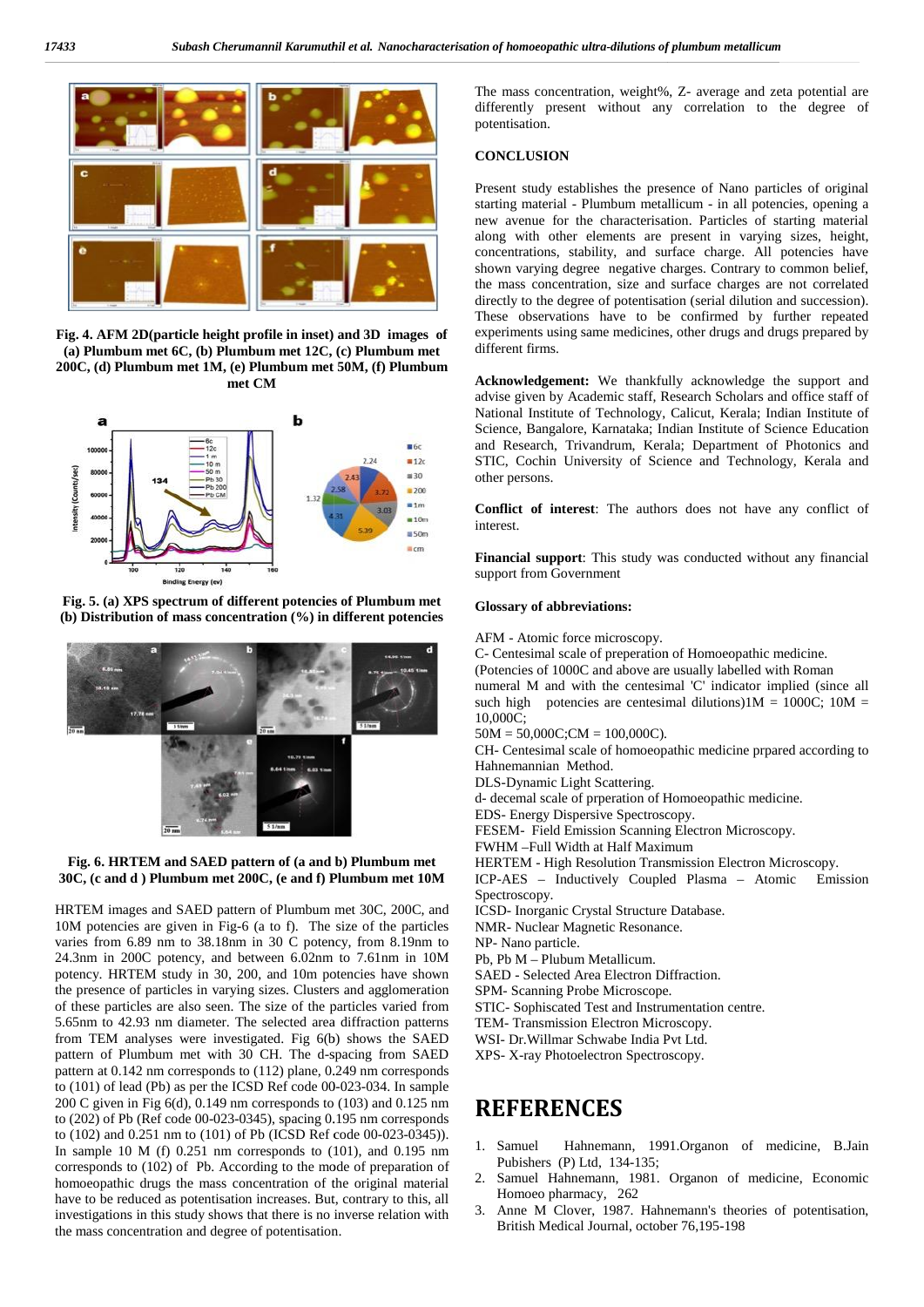Fig. 4. AFM 2D(particle height profile in inset) and 3D images of (a) Plumbum met 6C, (b) Plumbum met 12C, (c) Plumbum met 200C, (d) Plumbum met 1M, (e) Plumbum met 50M, (f) Plumbum met CM

a

b

Intensity (Counts/sec)

100000

80000

60000

40000

20000

0

100

120

140

160

Binding Energy (ev)

134

6c
12c
1 m
10 m
50 m
Pb 30
Pb 200
Pb CM

2.24
2.43
2.58
3.72
1.32
3.03
4.31
5.39

6c
12c
30
200
1m
10m
50m
cm

Fig. 5. (a) XPS spectrum of different potencies of Plumbum met (b) Distribution of mass concentration (%) in different potencies

Fig. 6. HRTEM and SAED pattern of (a and b) Plumbum met 30C, (c and d ) Plumbum met 200C, (e and f) Plumbum met 10M

HRTEM images and SAED pattern of Plumbum met 30C, 200C, and 10M potencies are given in Fig-6 (a to f). The size of the particles varies from 6.89 nm to 38.18nm in 30 C potency, from 8.19nm to 24.3nm in 200C potency, and between 6.02nm to 7.61nm in 10M potency. HRTEM study in 30, 200, and 10m potencies have shown the presence of particles in varying sizes. Clusters and agglomeration of these particles are also seen. The size of the particles varied from 5.65nm to 42.93 nm diameter. The selected area diffraction patterns from TEM analyses were investigated. Fig 6(b) shows the SAED pattern of Plumbum met with 30 CH. The d-spacing from SAED pattern at 0.142 nm corresponds to (112) plane, 0.249 nm corresponds to (101) of lead (Pb) as per the ICSD Ref code 00-023-034. In sample 200 C given in Fig 6(d), 0.149 nm corresponds to (103) and 0.125 nm to (202) of Pb (Ref code 00-023-0345), spacing 0.195 nm corresponds to (102) and 0.251 nm to (101) of Pb (ICSD Ref code 00-023-0345)). In sample 10 M (f) 0.251 nm corresponds to (101), and 0.195 nm corresponds to (102) of Pb. According to the mode of preparation of homoeopathic drugs the mass concentration of the original material have to be reduced as potentisation increases. But, contrary to this, all investigations in this study shows that there is no inverse relation with the mass concentration and degree of potentisation.

The mass concentration, weight%, Z- average and zeta potential are differently present without any correlation to the degree of potentisation.

## CONCLUSION

Present study establishes the presence of Nano particles of original starting material - Plumbum metallicum - in all potencies, opening a new avenue for the characterisation. Particles of starting material along with other elements are present in varying sizes, height, concentrations, stability, and surface charge. All potencies have shown varying degree negative charges. Contrary to common belief, the mass concentration, size and surface charges are not correlated directly to the degree of potentisation (serial dilution and succession). These observations have to be confirmed by further repeated experiments using same medicines, other drugs and drugs prepared by different firms.

**Acknowledgement:** We thankfully acknowledge the support and advise given by Academic staff, Research Scholars and office staff of National Institute of Technology, Calicut, Kerala; Indian Institute of Science, Bangalore, Karnataka; Indian Institute of Science Education and Research, Trivandrum, Kerala; Department of Photonics and STIC, Cochin University of Science and Technology, Kerala and other persons.

**Conflict of interest**: The authors does not have any conflict of interest.

**Financial support**: This study was conducted without any financial support from Government

**Glossary of abbreviations:**

AFM - Atomic force microscopy.
C- Centesimal scale of preperation of Homoeopathic medicine.
(Potencies of 1000C and above are usually labelled with Roman numeral M and with the centesimal 'C' indicator implied (since all such high potencies are centesimal dilutions)1M = 1000C; 10M = 10,000C;
50M = 50,000C;CM = 100,000C).
CH- Centesimal scale of homoeopathic medicine prpared according to Hahnemannian Method.
DLS-Dynamic Light Scattering.
d- decemal scale of prperation of Homoeopathic medicine.
EDS- Energy Dispersive Spectroscopy.
FESEM- Field Emission Scanning Electron Microscopy.
FWHM –Full Width at Half Maximum
HERTEM - High Resolution Transmission Electron Microscopy.
ICP-AES – Inductively Coupled Plasma – Atomic Emission Spectroscopy.
ICSD- Inorganic Crystal Structure Database.
NMR- Nuclear Magnetic Resonance.
NP- Nano particle.
Pb, Pb M – Plubum Metallicum.
SAED - Selected Area Electron Diffraction.
SPM- Scanning Probe Microscope.
STIC- Sophiscated Test and Instrumentation centre.
TEM- Transmission Electron Microscopy.
WSI- Dr.Willmar Schwabe India Pvt Ltd.
XPS- X-ray Photoelectron Spectroscopy.

# REFERENCES

1. Samuel Hahnemann, 1991.Organon of medicine, B.Jain Pubishers (P) Ltd, 134-135;
2. Samuel Hahnemann, 1981. Organon of medicine, Economic Homoeo pharmacy, 262
3. Anne M Clover, 1987. Hahnemann's theories of potentisation, British Medical Journal, october 76,195-198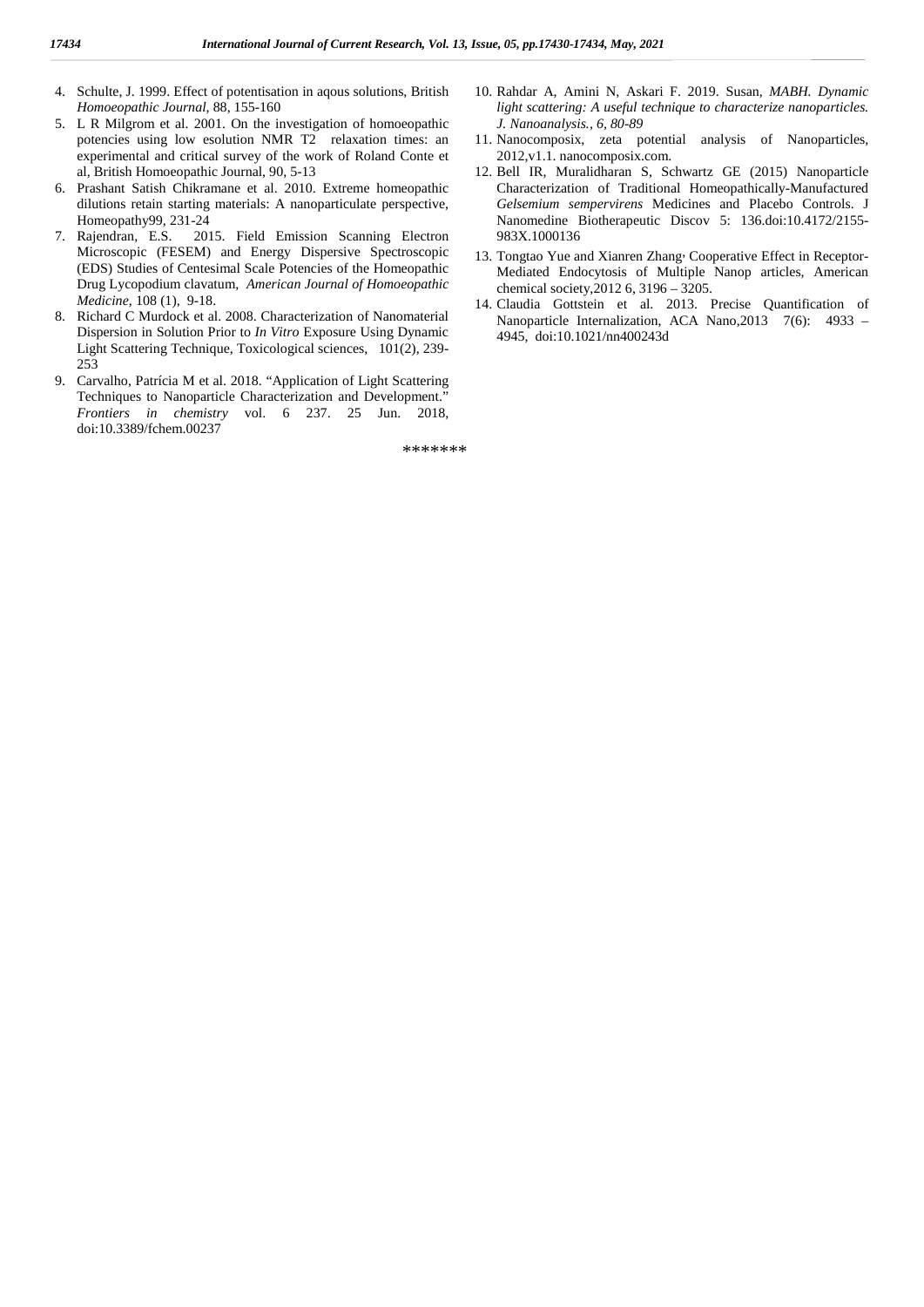4. Schulte, J. 1999. Effect of potentisation in aqous solutions, British *Homoeopathic Journal*, 88, 155-160
5. L R Milgrom et al. 2001. On the investigation of homoeopathic potencies using low esolution NMR T2 relaxation times: an experimental and critical survey of the work of Roland Conte et al, British Homoeopathic Journal, 90, 5-13
6. Prashant Satish Chikramane et al. 2010. Extreme homeopathic dilutions retain starting materials: A nanoparticulate perspective, Homeopathy99, 231-24
7. Rajendran, E.S. 2015. Field Emission Scanning Electron Microscopic (FESEM) and Energy Dispersive Spectroscopic (EDS) Studies of Centesimal Scale Potencies of the Homeopathic Drug Lycopodium clavatum, *American Journal of Homoeopathic Medicine*, 108 (1), 9-18.
8. Richard C Murdock et al. 2008. Characterization of Nanomaterial Dispersion in Solution Prior to *In Vitro* Exposure Using Dynamic Light Scattering Technique, Toxicological sciences, 101(2), 239-253
9. Carvalho, Patrícia M et al. 2018. "Application of Light Scattering Techniques to Nanoparticle Characterization and Development." *Frontiers in chemistry* vol. 6 237. 25 Jun. 2018, doi:10.3389/fchem.00237
10. Rahdar A, Amini N, Askari F. 2019. Susan, *MABH. Dynamic light scattering: A useful technique to characterize nanoparticles. J. Nanoanalysis., 6, 80-89*
11. Nanocomposix, zeta potential analysis of Nanoparticles, 2012,v1.1. nanocomposix.com.
12. Bell IR, Muralidharan S, Schwartz GE (2015) Nanoparticle Characterization of Traditional Homeopathically-Manufactured *Gelsemium sempervirens* Medicines and Placebo Controls. J Nanomedine Biotherapeutic Discov 5: 136.doi:10.4172/2155-983X.1000136
13. Tongtao Yue and Xianren Zhang, Cooperative Effect in Receptor-Mediated Endocytosis of Multiple Nanop articles, American chemical society,2012 6, 3196 – 3205.
14. Claudia Gottstein et al. 2013. Precise Quantification of Nanoparticle Internalization, ACA Nano,2013 7(6): 4933 – 4945, doi:10.1021/nn400243d

\*\*\*\*\*\*\*